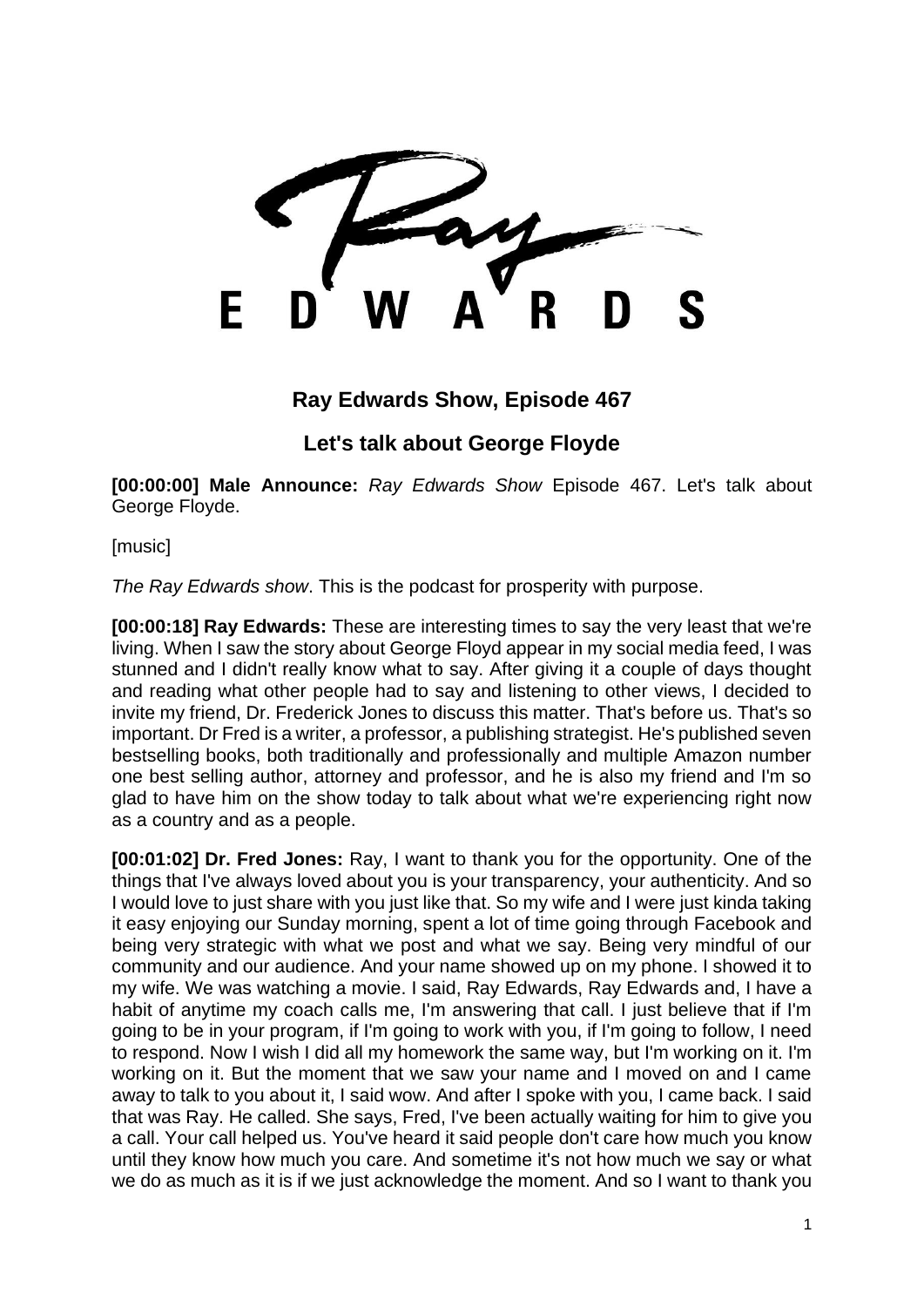Ray EDWARDS

## Ray Edwards Show, Episode 467

## Let's talk about George Floyde

**[00:00:00] Male Announce:** *Ray Edwards Show* Episode 467. Let's talk about George Floyde.

[music]

*The Ray Edwards show*. This is the podcast for prosperity with purpose.

**[00:00:18] Ray Edwards:** These are interesting times to say the very least that we're living. When I saw the story about George Floyd appear in my social media feed, I was stunned and I didn't really know what to say. After giving it a couple of days thought and reading what other people had to say and listening to other views, I decided to invite my friend, Dr. Frederick Jones to discuss this matter. That's before us. That's so important. Dr Fred is a writer, a professor, a publishing strategist. He's published seven bestselling books, both traditionally and professionally and multiple Amazon number one best selling author, attorney and professor, and he is also my friend and I'm so glad to have him on the show today to talk about what we're experiencing right now as a country and as a people.

**[00:01:02] Dr. Fred Jones:** Ray, I want to thank you for the opportunity. One of the things that I've always loved about you is your transparency, your authenticity. And so I would love to just share with you just like that. So my wife and I were just kinda taking it easy enjoying our Sunday morning, spent a lot of time going through Facebook and being very strategic with what we post and what we say. Being very mindful of our community and our audience. And your name showed up on my phone. I showed it to my wife. We was watching a movie. I said, Ray Edwards, Ray Edwards and, I have a habit of anytime my coach calls me, I'm answering that call. I just believe that if I'm going to be in your program, if I'm going to work with you, if I'm going to follow, I need to respond. Now I wish I did all my homework the same way, but I'm working on it. I'm working on it. But the moment that we saw your name and I moved on and I came away to talk to you about it, I said wow. And after I spoke with you, I came back. I said that was Ray. He called. She says, Fred, I've been actually waiting for him to give you a call. Your call helped us. You've heard it said people don't care how much you know until they know how much you care. And sometime it's not how much we say or what we do as much as it is if we just acknowledge the moment. And so I want to thank you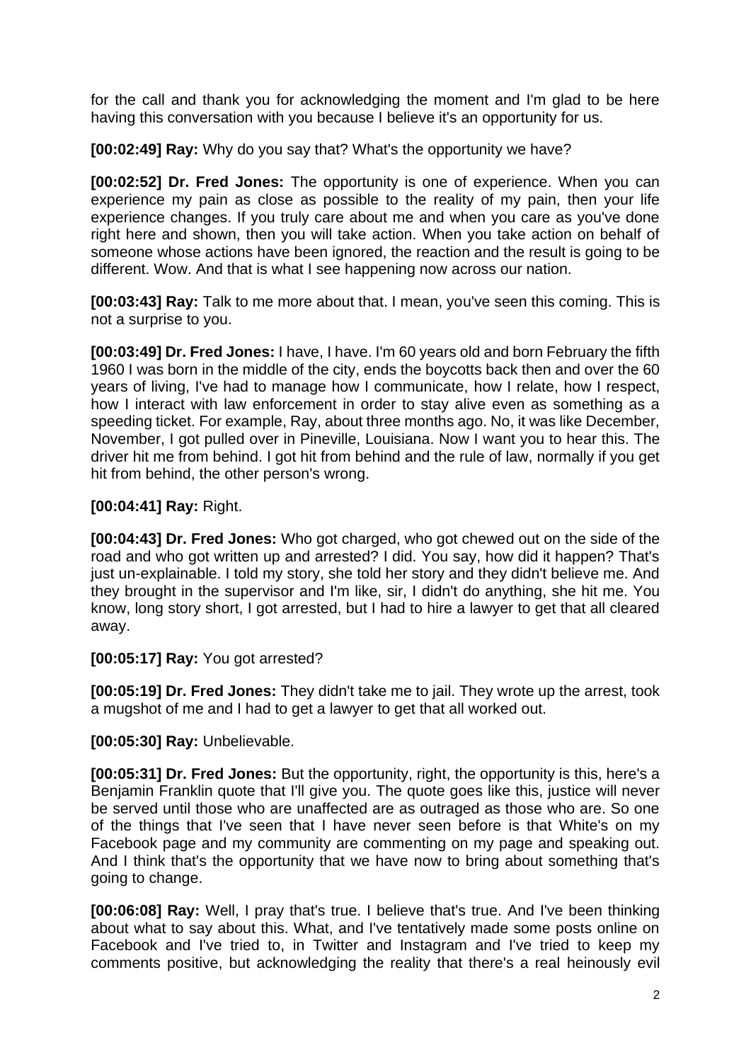for the call and thank you for acknowledging the moment and I'm glad to be here having this conversation with you because I believe it's an opportunity for us.

**[00:02:49] Ray:** Why do you say that? What's the opportunity we have?

**[00:02:52] Dr. Fred Jones:** The opportunity is one of experience. When you can experience my pain as close as possible to the reality of my pain, then your life experience changes. If you truly care about me and when you care as you've done right here and shown, then you will take action. When you take action on behalf of someone whose actions have been ignored, the reaction and the result is going to be different. Wow. And that is what I see happening now across our nation.

**[00:03:43] Ray:** Talk to me more about that. I mean, you've seen this coming. This is not a surprise to you.

**[00:03:49] Dr. Fred Jones:** I have, I have. I'm 60 years old and born February the fifth 1960 I was born in the middle of the city, ends the boycotts back then and over the 60 years of living, I've had to manage how I communicate, how I relate, how I respect, how I interact with law enforcement in order to stay alive even as something as a speeding ticket. For example, Ray, about three months ago. No, it was like December, November, I got pulled over in Pineville, Louisiana. Now I want you to hear this. The driver hit me from behind. I got hit from behind and the rule of law, normally if you get hit from behind, the other person's wrong.

**[00:04:41] Ray:** Right.

**[00:04:43] Dr. Fred Jones:** Who got charged, who got chewed out on the side of the road and who got written up and arrested? I did. You say, how did it happen? That's just un-explainable. I told my story, she told her story and they didn't believe me. And they brought in the supervisor and I'm like, sir, I didn't do anything, she hit me. You know, long story short, I got arrested, but I had to hire a lawyer to get that all cleared away.

**[00:05:17] Ray:** You got arrested?

**[00:05:19] Dr. Fred Jones:** They didn't take me to jail. They wrote up the arrest, took a mugshot of me and I had to get a lawyer to get that all worked out.

**[00:05:30] Ray:** Unbelievable.

**[00:05:31] Dr. Fred Jones:** But the opportunity, right, the opportunity is this, here's a Benjamin Franklin quote that I'll give you. The quote goes like this, justice will never be served until those who are unaffected are as outraged as those who are. So one of the things that I've seen that I have never seen before is that White's on my Facebook page and my community are commenting on my page and speaking out. And I think that's the opportunity that we have now to bring about something that's going to change.

**[00:06:08] Ray:** Well, I pray that's true. I believe that's true. And I've been thinking about what to say about this. What, and I've tentatively made some posts online on Facebook and I've tried to, in Twitter and Instagram and I've tried to keep my comments positive, but acknowledging the reality that there's a real heinously evil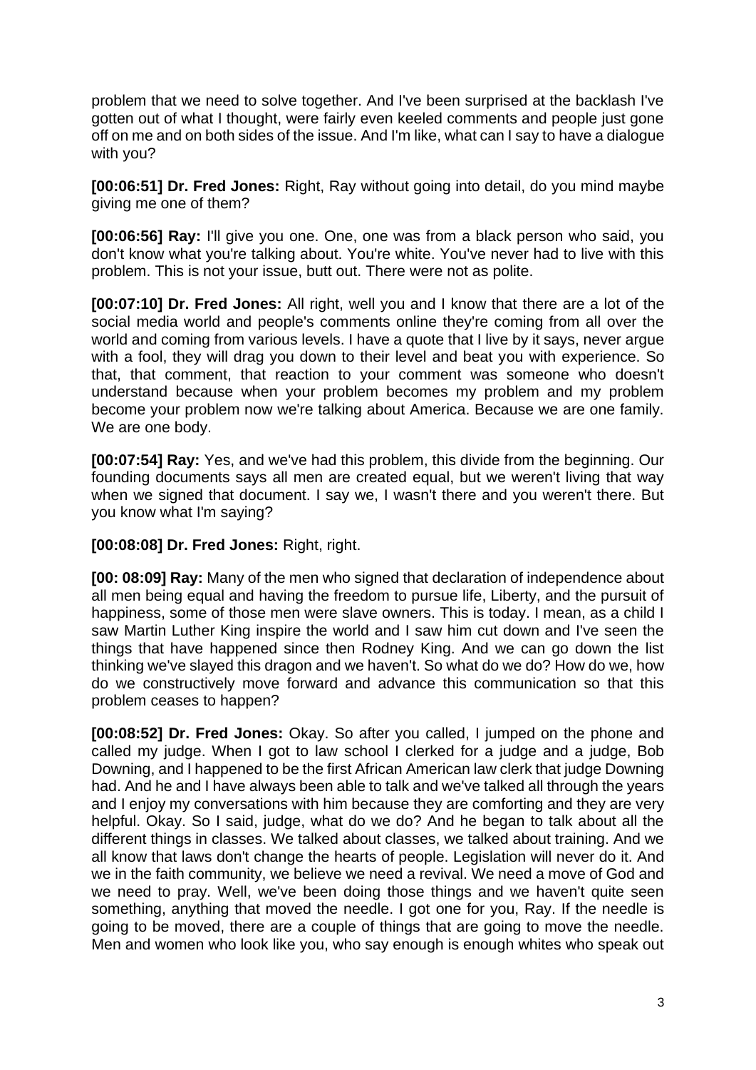problem that we need to solve together. And I've been surprised at the backlash I've gotten out of what I thought, were fairly even keeled comments and people just gone off on me and on both sides of the issue. And I'm like, what can I say to have a dialogue with you?

**[00:06:51] Dr. Fred Jones:** Right, Ray without going into detail, do you mind maybe giving me one of them?

**[00:06:56] Ray:** I'll give you one. One, one was from a black person who said, you don't know what you're talking about. You're white. You've never had to live with this problem. This is not your issue, butt out. There were not as polite.

**[00:07:10] Dr. Fred Jones:** All right, well you and I know that there are a lot of the social media world and people's comments online they're coming from all over the world and coming from various levels. I have a quote that I live by it says, never argue with a fool, they will drag you down to their level and beat you with experience. So that, that comment, that reaction to your comment was someone who doesn't understand because when your problem becomes my problem and my problem become your problem now we're talking about America. Because we are one family. We are one body.

**[00:07:54] Ray:** Yes, and we've had this problem, this divide from the beginning. Our founding documents says all men are created equal, but we weren't living that way when we signed that document. I say we, I wasn't there and you weren't there. But you know what I'm saying?

**[00:08:08] Dr. Fred Jones:** Right, right.

**[00: 08:09] Ray:** Many of the men who signed that declaration of independence about all men being equal and having the freedom to pursue life, Liberty, and the pursuit of happiness, some of those men were slave owners. This is today. I mean, as a child I saw Martin Luther King inspire the world and I saw him cut down and I've seen the things that have happened since then Rodney King. And we can go down the list thinking we've slayed this dragon and we haven't. So what do we do? How do we, how do we constructively move forward and advance this communication so that this problem ceases to happen?

**[00:08:52] Dr. Fred Jones:** Okay. So after you called, I jumped on the phone and called my judge. When I got to law school I clerked for a judge and a judge, Bob Downing, and I happened to be the first African American law clerk that judge Downing had. And he and I have always been able to talk and we've talked all through the years and I enjoy my conversations with him because they are comforting and they are very helpful. Okay. So I said, judge, what do we do? And he began to talk about all the different things in classes. We talked about classes, we talked about training. And we all know that laws don't change the hearts of people. Legislation will never do it. And we in the faith community, we believe we need a revival. We need a move of God and we need to pray. Well, we've been doing those things and we haven't quite seen something, anything that moved the needle. I got one for you, Ray. If the needle is going to be moved, there are a couple of things that are going to move the needle. Men and women who look like you, who say enough is enough whites who speak out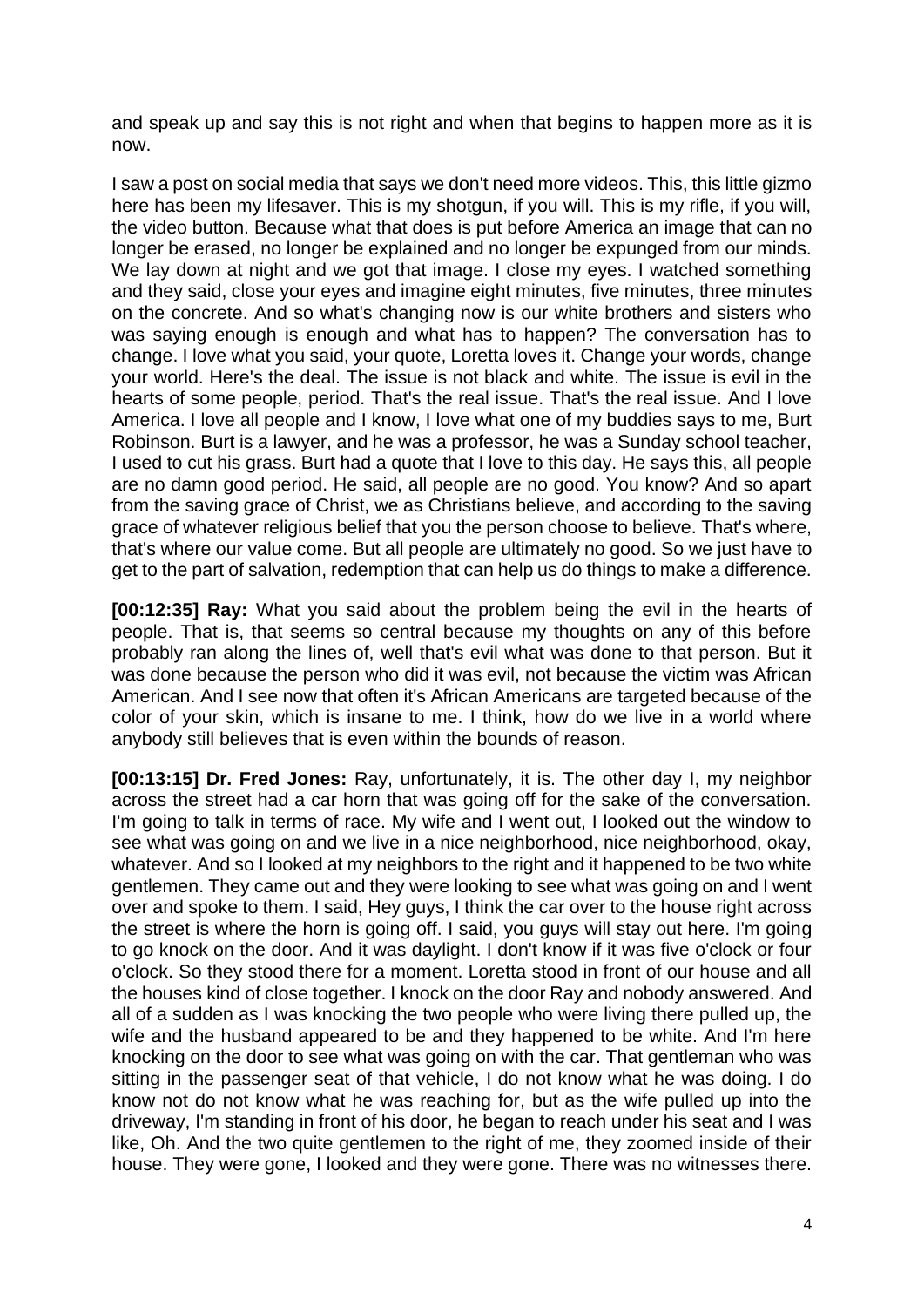and speak up and say this is not right and when that begins to happen more as it is now.

I saw a post on social media that says we don't need more videos. This, this little gizmo here has been my lifesaver. This is my shotgun, if you will. This is my rifle, if you will, the video button. Because what that does is put before America an image that can no longer be erased, no longer be explained and no longer be expunged from our minds. We lay down at night and we got that image. I close my eyes. I watched something and they said, close your eyes and imagine eight minutes, five minutes, three minutes on the concrete. And so what's changing now is our white brothers and sisters who was saying enough is enough and what has to happen? The conversation has to change. I love what you said, your quote, Loretta loves it. Change your words, change your world. Here's the deal. The issue is not black and white. The issue is evil in the hearts of some people, period. That's the real issue. That's the real issue. And I love America. I love all people and I know, I love what one of my buddies says to me, Burt Robinson. Burt is a lawyer, and he was a professor, he was a Sunday school teacher, I used to cut his grass. Burt had a quote that I love to this day. He says this, all people are no damn good period. He said, all people are no good. You know? And so apart from the saving grace of Christ, we as Christians believe, and according to the saving grace of whatever religious belief that you the person choose to believe. That's where, that's where our value come. But all people are ultimately no good. So we just have to get to the part of salvation, redemption that can help us do things to make a difference.

**[00:12:35] Ray:** What you said about the problem being the evil in the hearts of people. That is, that seems so central because my thoughts on any of this before probably ran along the lines of, well that's evil what was done to that person. But it was done because the person who did it was evil, not because the victim was African American. And I see now that often it's African Americans are targeted because of the color of your skin, which is insane to me. I think, how do we live in a world where anybody still believes that is even within the bounds of reason.

**[00:13:15] Dr. Fred Jones:** Ray, unfortunately, it is. The other day I, my neighbor across the street had a car horn that was going off for the sake of the conversation. I'm going to talk in terms of race. My wife and I went out, I looked out the window to see what was going on and we live in a nice neighborhood, nice neighborhood, okay, whatever. And so I looked at my neighbors to the right and it happened to be two white gentlemen. They came out and they were looking to see what was going on and I went over and spoke to them. I said, Hey guys, I think the car over to the house right across the street is where the horn is going off. I said, you guys will stay out here. I'm going to go knock on the door. And it was daylight. I don't know if it was five o'clock or four o'clock. So they stood there for a moment. Loretta stood in front of our house and all the houses kind of close together. I knock on the door Ray and nobody answered. And all of a sudden as I was knocking the two people who were living there pulled up, the wife and the husband appeared to be and they happened to be white. And I'm here knocking on the door to see what was going on with the car. That gentleman who was sitting in the passenger seat of that vehicle, I do not know what he was doing. I do know not do not know what he was reaching for, but as the wife pulled up into the driveway, I'm standing in front of his door, he began to reach under his seat and I was like, Oh. And the two quite gentlemen to the right of me, they zoomed inside of their house. They were gone, I looked and they were gone. There was no witnesses there.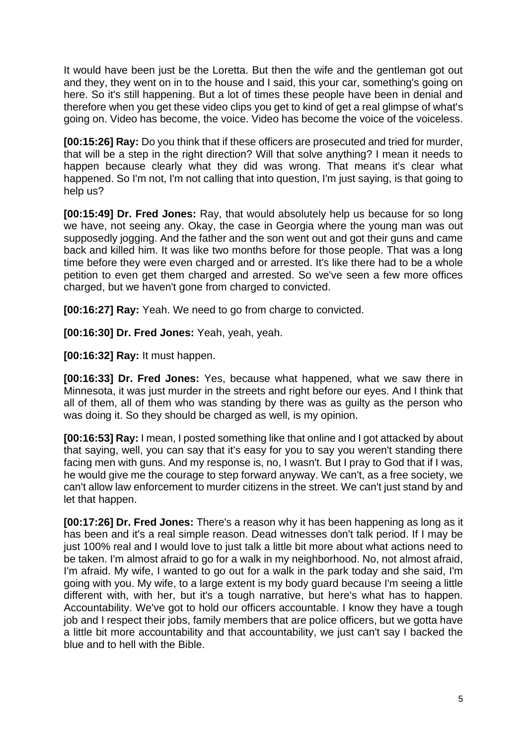It would have been just be the Loretta. But then the wife and the gentleman got out and they, they went on in to the house and I said, this your car, something's going on here. So it's still happening. But a lot of times these people have been in denial and therefore when you get these video clips you get to kind of get a real glimpse of what's going on. Video has become, the voice. Video has become the voice of the voiceless.

**[00:15:26] Ray:** Do you think that if these officers are prosecuted and tried for murder, that will be a step in the right direction? Will that solve anything? I mean it needs to happen because clearly what they did was wrong. That means it's clear what happened. So I'm not, I'm not calling that into question, I'm just saying, is that going to help us?

**[00:15:49] Dr. Fred Jones:** Ray, that would absolutely help us because for so long we have, not seeing any. Okay, the case in Georgia where the young man was out supposedly jogging. And the father and the son went out and got their guns and came back and killed him. It was like two months before for those people. That was a long time before they were even charged and or arrested. It's like there had to be a whole petition to even get them charged and arrested. So we've seen a few more offices charged, but we haven't gone from charged to convicted.

**[00:16:27] Ray:** Yeah. We need to go from charge to convicted.

**[00:16:30] Dr. Fred Jones:** Yeah, yeah, yeah.

**[00:16:32] Ray:** It must happen.

**[00:16:33] Dr. Fred Jones:** Yes, because what happened, what we saw there in Minnesota, it was just murder in the streets and right before our eyes. And I think that all of them, all of them who was standing by there was as guilty as the person who was doing it. So they should be charged as well, is my opinion.

**[00:16:53] Ray:** I mean, I posted something like that online and I got attacked by about that saying, well, you can say that it's easy for you to say you weren't standing there facing men with guns. And my response is, no, I wasn't. But I pray to God that if I was, he would give me the courage to step forward anyway. We can't, as a free society, we can't allow law enforcement to murder citizens in the street. We can't just stand by and let that happen.

**[00:17:26] Dr. Fred Jones:** There's a reason why it has been happening as long as it has been and it's a real simple reason. Dead witnesses don't talk period. If I may be just 100% real and I would love to just talk a little bit more about what actions need to be taken. I'm almost afraid to go for a walk in my neighborhood. No, not almost afraid, I'm afraid. My wife, I wanted to go out for a walk in the park today and she said, I'm going with you. My wife, to a large extent is my body guard because I'm seeing a little different with, with her, but it's a tough narrative, but here's what has to happen. Accountability. We've got to hold our officers accountable. I know they have a tough job and I respect their jobs, family members that are police officers, but we gotta have a little bit more accountability and that accountability, we just can't say I backed the blue and to hell with the Bible.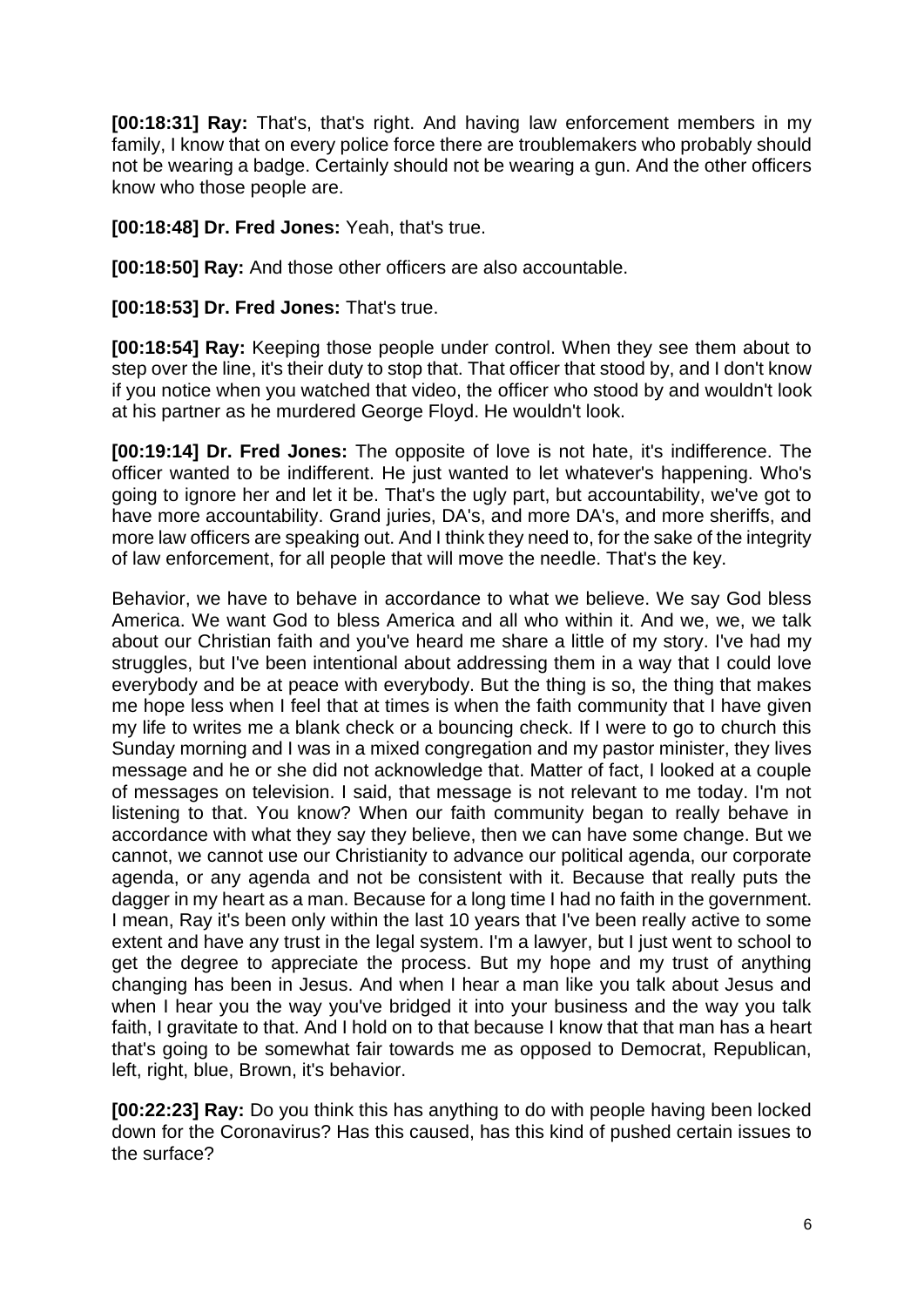**[00:18:31] Ray:** That's, that's right. And having law enforcement members in my family, I know that on every police force there are troublemakers who probably should not be wearing a badge. Certainly should not be wearing a gun. And the other officers know who those people are.

**[00:18:48] Dr. Fred Jones:** Yeah, that's true.

**[00:18:50] Ray:** And those other officers are also accountable.

**[00:18:53] Dr. Fred Jones:** That's true.

**[00:18:54] Ray:** Keeping those people under control. When they see them about to step over the line, it's their duty to stop that. That officer that stood by, and I don't know if you notice when you watched that video, the officer who stood by and wouldn't look at his partner as he murdered George Floyd. He wouldn't look.

**[00:19:14] Dr. Fred Jones:** The opposite of love is not hate, it's indifference. The officer wanted to be indifferent. He just wanted to let whatever's happening. Who's going to ignore her and let it be. That's the ugly part, but accountability, we've got to have more accountability. Grand juries, DA's, and more DA's, and more sheriffs, and more law officers are speaking out. And I think they need to, for the sake of the integrity of law enforcement, for all people that will move the needle. That's the key.

Behavior, we have to behave in accordance to what we believe. We say God bless America. We want God to bless America and all who within it. And we, we, we talk about our Christian faith and you've heard me share a little of my story. I've had my struggles, but I've been intentional about addressing them in a way that I could love everybody and be at peace with everybody. But the thing is so, the thing that makes me hope less when I feel that at times is when the faith community that I have given my life to writes me a blank check or a bouncing check. If I were to go to church this Sunday morning and I was in a mixed congregation and my pastor minister, they lives message and he or she did not acknowledge that. Matter of fact, I looked at a couple of messages on television. I said, that message is not relevant to me today. I'm not listening to that. You know? When our faith community began to really behave in accordance with what they say they believe, then we can have some change. But we cannot, we cannot use our Christianity to advance our political agenda, our corporate agenda, or any agenda and not be consistent with it. Because that really puts the dagger in my heart as a man. Because for a long time I had no faith in the government. I mean, Ray it's been only within the last 10 years that I've been really active to some extent and have any trust in the legal system. I'm a lawyer, but I just went to school to get the degree to appreciate the process. But my hope and my trust of anything changing has been in Jesus. And when I hear a man like you talk about Jesus and when I hear you the way you've bridged it into your business and the way you talk faith, I gravitate to that. And I hold on to that because I know that that man has a heart that's going to be somewhat fair towards me as opposed to Democrat, Republican, left, right, blue, Brown, it's behavior.

**[00:22:23] Ray:** Do you think this has anything to do with people having been locked down for the Coronavirus? Has this caused, has this kind of pushed certain issues to the surface?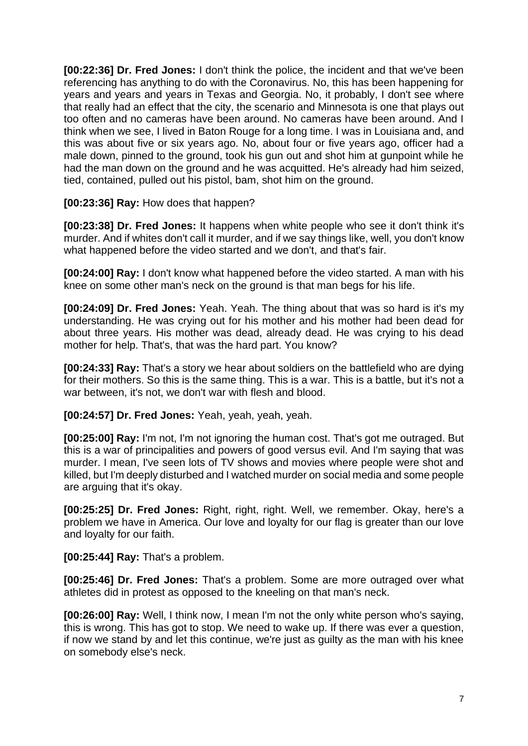**[00:22:36] Dr. Fred Jones:** I don't think the police, the incident and that we've been referencing has anything to do with the Coronavirus. No, this has been happening for years and years and years in Texas and Georgia. No, it probably, I don't see where that really had an effect that the city, the scenario and Minnesota is one that plays out too often and no cameras have been around. No cameras have been around. And I think when we see, I lived in Baton Rouge for a long time. I was in Louisiana and, and this was about five or six years ago. No, about four or five years ago, officer had a male down, pinned to the ground, took his gun out and shot him at gunpoint while he had the man down on the ground and he was acquitted. He's already had him seized, tied, contained, pulled out his pistol, bam, shot him on the ground.

**[00:23:36] Ray:** How does that happen?

**[00:23:38] Dr. Fred Jones:** It happens when white people who see it don't think it's murder. And if whites don't call it murder, and if we say things like, well, you don't know what happened before the video started and we don't, and that's fair.

**[00:24:00] Ray:** I don't know what happened before the video started. A man with his knee on some other man's neck on the ground is that man begs for his life.

**[00:24:09] Dr. Fred Jones:** Yeah. Yeah. The thing about that was so hard is it's my understanding. He was crying out for his mother and his mother had been dead for about three years. His mother was dead, already dead. He was crying to his dead mother for help. That's, that was the hard part. You know?

**[00:24:33] Ray:** That's a story we hear about soldiers on the battlefield who are dying for their mothers. So this is the same thing. This is a war. This is a battle, but it's not a war between, it's not, we don't war with flesh and blood.

**[00:24:57] Dr. Fred Jones:** Yeah, yeah, yeah, yeah.

**[00:25:00] Ray:** I'm not, I'm not ignoring the human cost. That's got me outraged. But this is a war of principalities and powers of good versus evil. And I'm saying that was murder. I mean, I've seen lots of TV shows and movies where people were shot and killed, but I'm deeply disturbed and I watched murder on social media and some people are arguing that it's okay.

**[00:25:25] Dr. Fred Jones:** Right, right, right. Well, we remember. Okay, here's a problem we have in America. Our love and loyalty for our flag is greater than our love and loyalty for our faith.

**[00:25:44] Ray:** That's a problem.

**[00:25:46] Dr. Fred Jones:** That's a problem. Some are more outraged over what athletes did in protest as opposed to the kneeling on that man's neck.

**[00:26:00] Ray:** Well, I think now, I mean I'm not the only white person who's saying, this is wrong. This has got to stop. We need to wake up. If there was ever a question, if now we stand by and let this continue, we're just as guilty as the man with his knee on somebody else's neck.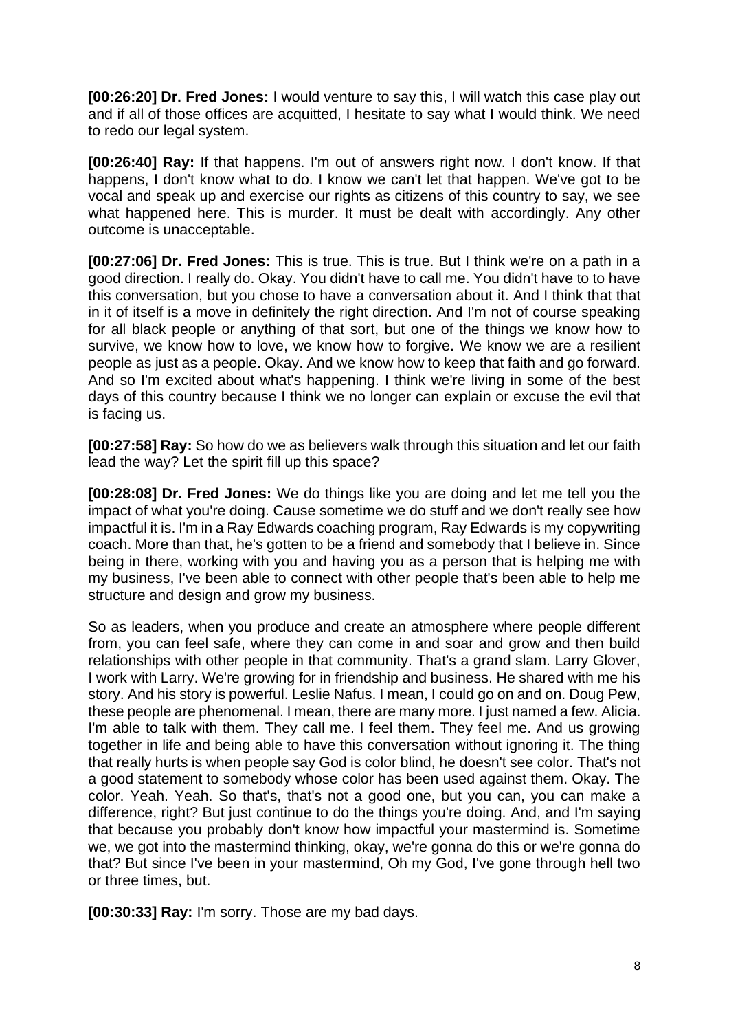**[00:26:20] Dr. Fred Jones:** I would venture to say this, I will watch this case play out and if all of those offices are acquitted, I hesitate to say what I would think. We need to redo our legal system.

**[00:26:40] Ray:** If that happens. I'm out of answers right now. I don't know. If that happens, I don't know what to do. I know we can't let that happen. We've got to be vocal and speak up and exercise our rights as citizens of this country to say, we see what happened here. This is murder. It must be dealt with accordingly. Any other outcome is unacceptable.

**[00:27:06] Dr. Fred Jones:** This is true. This is true. But I think we're on a path in a good direction. I really do. Okay. You didn't have to call me. You didn't have to to have this conversation, but you chose to have a conversation about it. And I think that that in it of itself is a move in definitely the right direction. And I'm not of course speaking for all black people or anything of that sort, but one of the things we know how to survive, we know how to love, we know how to forgive. We know we are a resilient people as just as a people. Okay. And we know how to keep that faith and go forward. And so I'm excited about what's happening. I think we're living in some of the best days of this country because I think we no longer can explain or excuse the evil that is facing us.

**[00:27:58] Ray:** So how do we as believers walk through this situation and let our faith lead the way? Let the spirit fill up this space?

**[00:28:08] Dr. Fred Jones:** We do things like you are doing and let me tell you the impact of what you're doing. Cause sometime we do stuff and we don't really see how impactful it is. I'm in a Ray Edwards coaching program, Ray Edwards is my copywriting coach. More than that, he's gotten to be a friend and somebody that I believe in. Since being in there, working with you and having you as a person that is helping me with my business, I've been able to connect with other people that's been able to help me structure and design and grow my business.

So as leaders, when you produce and create an atmosphere where people different from, you can feel safe, where they can come in and soar and grow and then build relationships with other people in that community. That's a grand slam. Larry Glover, I work with Larry. We're growing for in friendship and business. He shared with me his story. And his story is powerful. Leslie Nafus. I mean, I could go on and on. Doug Pew, these people are phenomenal. I mean, there are many more. I just named a few. Alicia. I'm able to talk with them. They call me. I feel them. They feel me. And us growing together in life and being able to have this conversation without ignoring it. The thing that really hurts is when people say God is color blind, he doesn't see color. That's not a good statement to somebody whose color has been used against them. Okay. The color. Yeah. Yeah. So that's, that's not a good one, but you can, you can make a difference, right? But just continue to do the things you're doing. And, and I'm saying that because you probably don't know how impactful your mastermind is. Sometime we, we got into the mastermind thinking, okay, we're gonna do this or we're gonna do that? But since I've been in your mastermind, Oh my God, I've gone through hell two or three times, but.

**[00:30:33] Ray:** I'm sorry. Those are my bad days.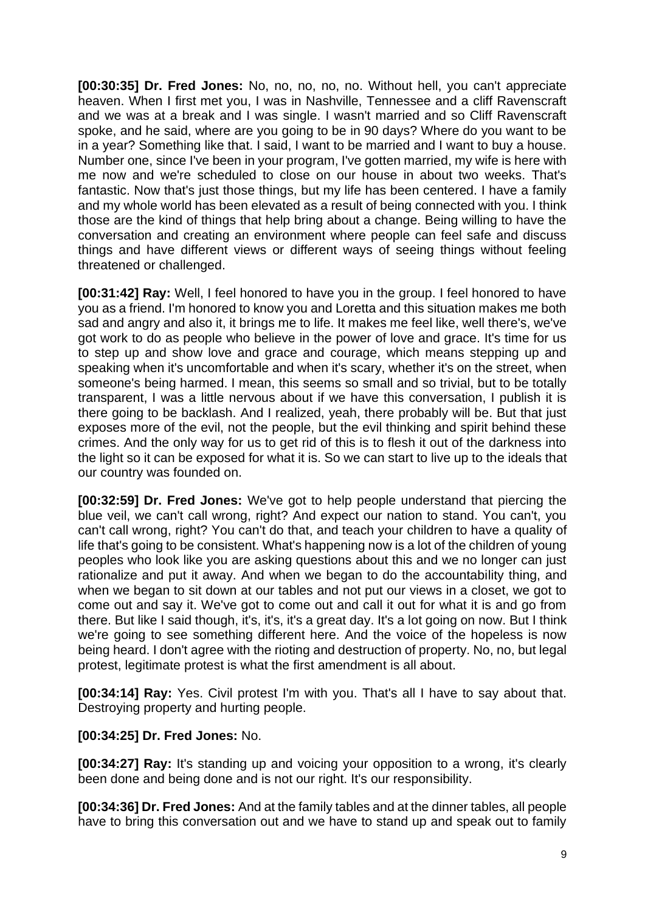**[00:30:35] Dr. Fred Jones:** No, no, no, no, no. Without hell, you can't appreciate heaven. When I first met you, I was in Nashville, Tennessee and a cliff Ravenscraft and we was at a break and I was single. I wasn't married and so Cliff Ravenscraft spoke, and he said, where are you going to be in 90 days? Where do you want to be in a year? Something like that. I said, I want to be married and I want to buy a house. Number one, since I've been in your program, I've gotten married, my wife is here with me now and we're scheduled to close on our house in about two weeks. That's fantastic. Now that's just those things, but my life has been centered. I have a family and my whole world has been elevated as a result of being connected with you. I think those are the kind of things that help bring about a change. Being willing to have the conversation and creating an environment where people can feel safe and discuss things and have different views or different ways of seeing things without feeling threatened or challenged.

**[00:31:42] Ray:** Well, I feel honored to have you in the group. I feel honored to have you as a friend. I'm honored to know you and Loretta and this situation makes me both sad and angry and also it, it brings me to life. It makes me feel like, well there's, we've got work to do as people who believe in the power of love and grace. It's time for us to step up and show love and grace and courage, which means stepping up and speaking when it's uncomfortable and when it's scary, whether it's on the street, when someone's being harmed. I mean, this seems so small and so trivial, but to be totally transparent, I was a little nervous about if we have this conversation, I publish it is there going to be backlash. And I realized, yeah, there probably will be. But that just exposes more of the evil, not the people, but the evil thinking and spirit behind these crimes. And the only way for us to get rid of this is to flesh it out of the darkness into the light so it can be exposed for what it is. So we can start to live up to the ideals that our country was founded on.

**[00:32:59] Dr. Fred Jones:** We've got to help people understand that piercing the blue veil, we can't call wrong, right? And expect our nation to stand. You can't, you can't call wrong, right? You can't do that, and teach your children to have a quality of life that's going to be consistent. What's happening now is a lot of the children of young peoples who look like you are asking questions about this and we no longer can just rationalize and put it away. And when we began to do the accountability thing, and when we began to sit down at our tables and not put our views in a closet, we got to come out and say it. We've got to come out and call it out for what it is and go from there. But like I said though, it's, it's, it's a great day. It's a lot going on now. But I think we're going to see something different here. And the voice of the hopeless is now being heard. I don't agree with the rioting and destruction of property. No, no, but legal protest, legitimate protest is what the first amendment is all about.

**[00:34:14] Ray:** Yes. Civil protest I'm with you. That's all I have to say about that. Destroying property and hurting people.

**[00:34:25] Dr. Fred Jones:** No.

**[00:34:27] Ray:** It's standing up and voicing your opposition to a wrong, it's clearly been done and being done and is not our right. It's our responsibility.

**[00:34:36] Dr. Fred Jones:** And at the family tables and at the dinner tables, all people have to bring this conversation out and we have to stand up and speak out to family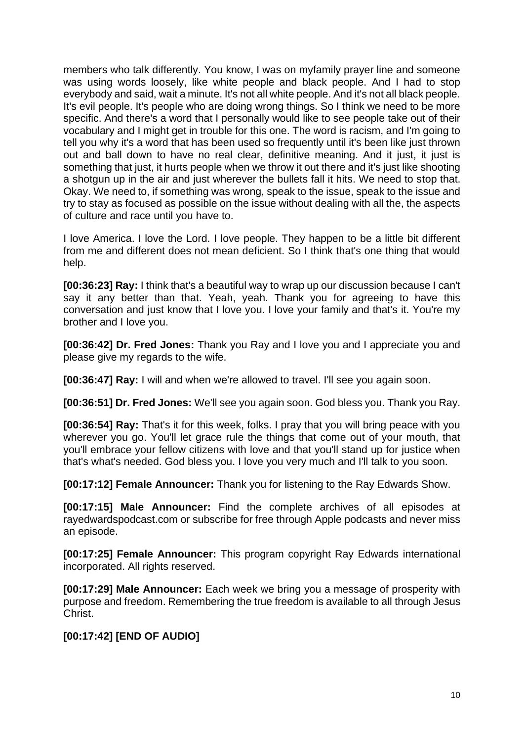members who talk differently. You know, I was on myfamily prayer line and someone was using words loosely, like white people and black people. And I had to stop everybody and said, wait a minute. It's not all white people. And it's not all black people. It's evil people. It's people who are doing wrong things. So I think we need to be more specific. And there's a word that I personally would like to see people take out of their vocabulary and I might get in trouble for this one. The word is racism, and I'm going to tell you why it's a word that has been used so frequently until it's been like just thrown out and ball down to have no real clear, definitive meaning. And it just, it just is something that just, it hurts people when we throw it out there and it's just like shooting a shotgun up in the air and just wherever the bullets fall it hits. We need to stop that. Okay. We need to, if something was wrong, speak to the issue, speak to the issue and try to stay as focused as possible on the issue without dealing with all the, the aspects of culture and race until you have to.

I love America. I love the Lord. I love people. They happen to be a little bit different from me and different does not mean deficient. So I think that's one thing that would help.

**[00:36:23] Ray:** I think that's a beautiful way to wrap up our discussion because I can't say it any better than that. Yeah, yeah. Thank you for agreeing to have this conversation and just know that I love you. I love your family and that's it. You're my brother and I love you.

**[00:36:42] Dr. Fred Jones:** Thank you Ray and I love you and I appreciate you and please give my regards to the wife.

**[00:36:47] Ray:** I will and when we're allowed to travel. I'll see you again soon.

**[00:36:51] Dr. Fred Jones:** We'll see you again soon. God bless you. Thank you Ray.

**[00:36:54] Ray:** That's it for this week, folks. I pray that you will bring peace with you wherever you go. You'll let grace rule the things that come out of your mouth, that you'll embrace your fellow citizens with love and that you'll stand up for justice when that's what's needed. God bless you. I love you very much and I'll talk to you soon.

**[00:17:12] Female Announcer:** Thank you for listening to the Ray Edwards Show.

**[00:17:15] Male Announcer:** Find the complete archives of all episodes at rayedwardspodcast.com or subscribe for free through Apple podcasts and never miss an episode.

**[00:17:25] Female Announcer:** This program copyright Ray Edwards international incorporated. All rights reserved.

**[00:17:29] Male Announcer:** Each week we bring you a message of prosperity with purpose and freedom. Remembering the true freedom is available to all through Jesus Christ.

**[00:17:42] [END OF AUDIO]**